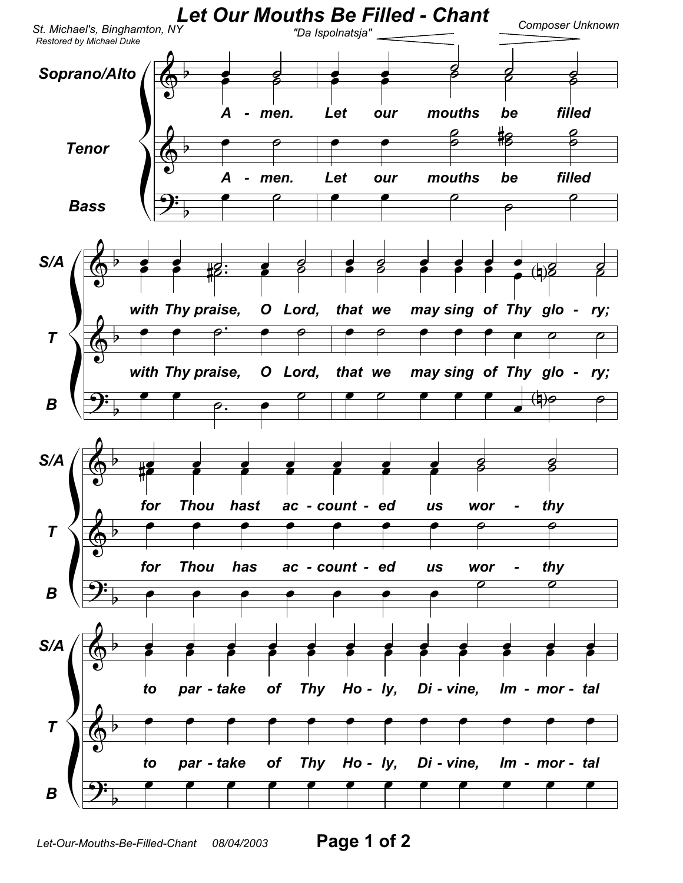# Let Our Mouths Be Filled - Chant

St. Michael's, Binghamton, NY

Restored by Michael Duke

"Da Ispolnatsja"

Composer Unknown

**Soprano/Alto**

A - men. Let our mouths be filled

**Tenor**

A - men. Let our mouths be filled

**Bass**

**S/A**

with Thy praise, O Lord, that we may sing of Thy glo - ry;

**T**

with Thy praise, O Lord, that we may sing of Thy glo - ry;

**B**

**S/A**

for Thou hast ac - count - ed us wor - thy

**T**

for Thou has ac - count - ed us wor - thy

**B**

**S/A**

to par - take of Thy Ho - ly, Di - vine, Im - mor - tal

**T**

to par - take of Thy Ho - ly, Di - vine, Im - mor - tal

**B**

Let-Our-Mouths-Be-Filled-Chant 08/04/2003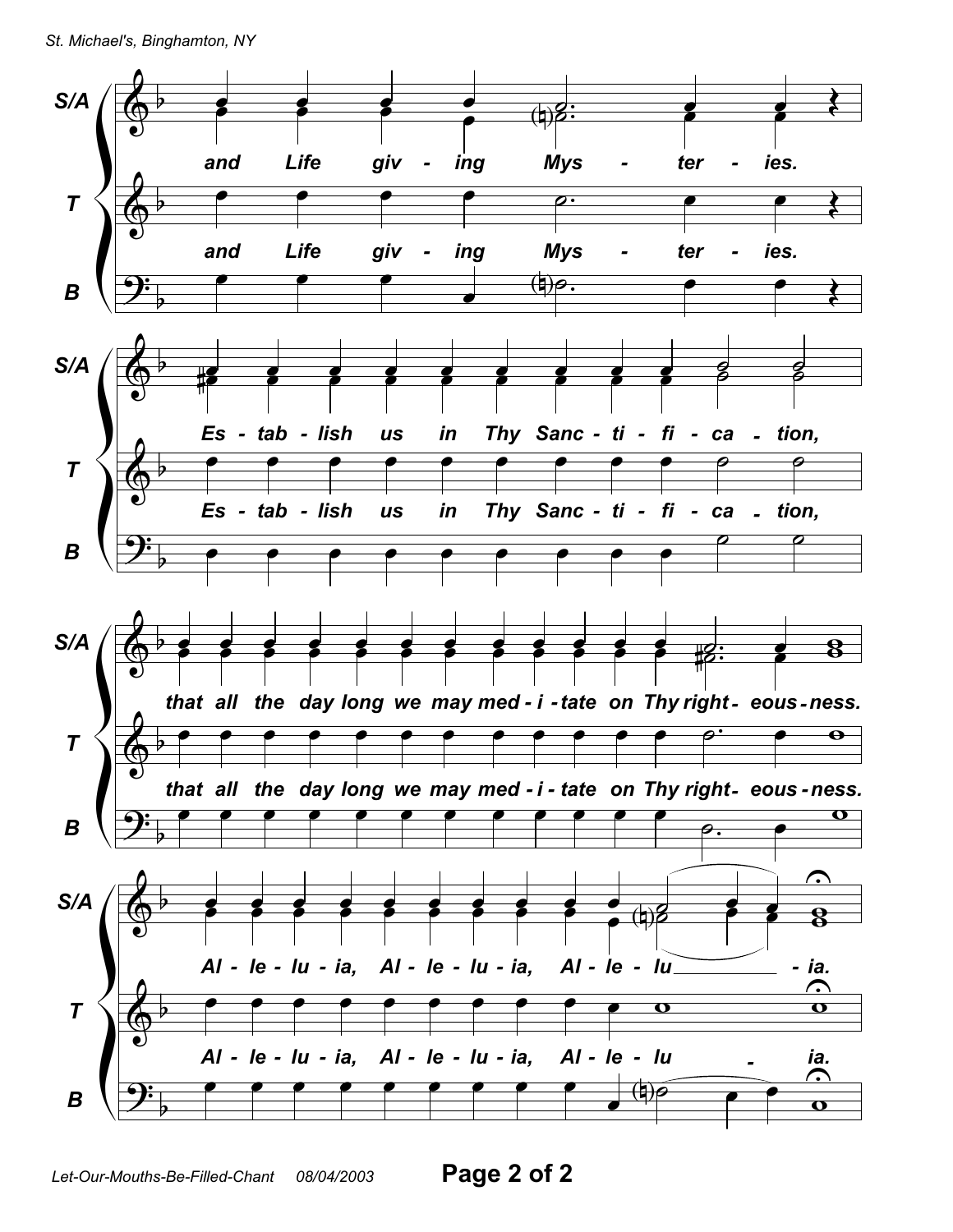S/A
and Life giv - ing Mys - ter - ies.
T
and Life giv - ing Mys - ter - ies.
B

S/A
Es - tab - lish us in Thy Sanc - ti - fi - ca - tion,
T
Es - tab - lish us in Thy Sanc - ti - fi - ca - tion,
B

S/A
that all the day long we may med - i - tate on Thy right - eous - ness.
T
that all the day long we may med - i - tate on Thy right - eous - ness.
B

S/A
Al - le - lu - ia, Al - le - lu - ia, Al - le - lu - ia.
T
Al - le - lu - ia, Al - le - lu - ia, Al - le - lu - ia.
B